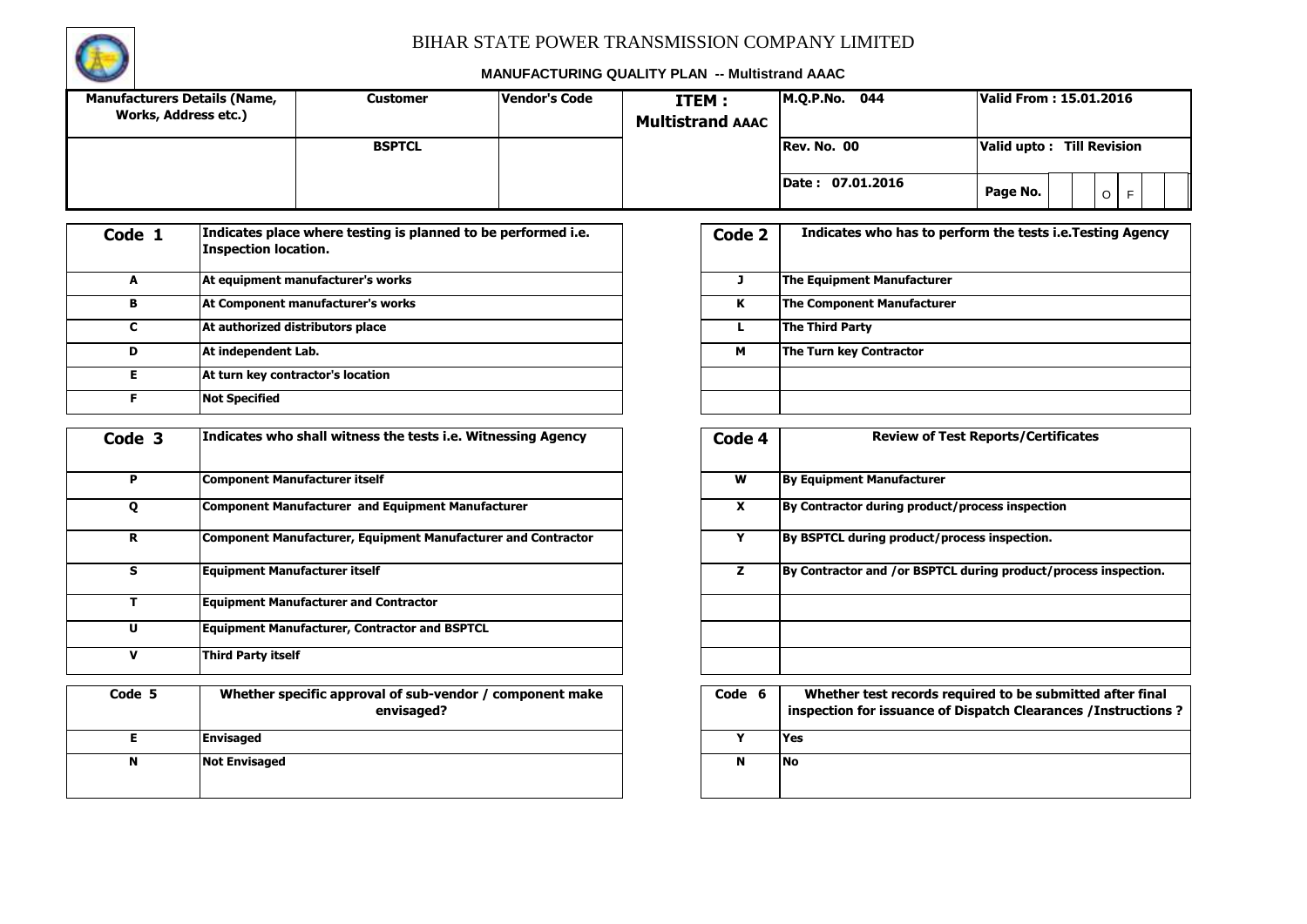# BIHAR STATE POWER TRANSMISSION COMPANY LIMITED

## MANUFACTURING QUALITY PLAN -- Multistrand AAAC

| Manufacturers Details (Name, Works, Address etc.) | Customer | Vendor's Code | ITEM : Multistrand AAAC | M.Q.P.No. 044 | Valid From : 15.01.2016 |
|---|---|---|---|---|---|
| | BSPTCL | | | Rev. No. 00 | Valid upto : Till Revision |
| | | | | Date : 07.01.2016 | Page No. O F |

| Code 1 | Indicates place where testing is planned to be performed i.e. Inspection location. |
|---|---|
| A | At equipment manufacturer's works |
| B | At Component manufacturer's works |
| C | At authorized distributors place |
| D | At independent Lab. |
| E | At turn key contractor's location |
| F | Not Specified |

| Code 2 | Indicates who has to perform the tests i.e.Testing Agency |
|---|---|
| J | The Equipment Manufacturer |
| K | The Component Manufacturer |
| L | The Third Party |
| M | The Turn key Contractor |

| Code 3 | Indicates who shall witness the tests i.e. Witnessing Agency |
|---|---|
| P | Component Manufacturer itself |
| Q | Component Manufacturer and Equipment Manufacturer |
| R | Component Manufacturer, Equipment Manufacturer and Contractor |
| S | Equipment Manufacturer itself |
| T | Equipment Manufacturer and Contractor |
| U | Equipment Manufacturer, Contractor and BSPTCL |
| V | Third Party itself |

| Code 4 | Review of Test Reports/Certificates |
|---|---|
| W | By Equipment Manufacturer |
| X | By Contractor during product/process inspection |
| Y | By BSPTCL during product/process inspection. |
| Z | By Contractor and /or BSPTCL during product/process inspection. |

| Code 5 | Whether specific approval of sub-vendor / component make envisaged? |
|---|---|
| E | Envisaged |
| N | Not Envisaged |

| Code 6 | Whether test records required to be submitted after final inspection for issuance of Dispatch Clearances /Instructions ? |
|---|---|
| Y | Yes |
| N | No |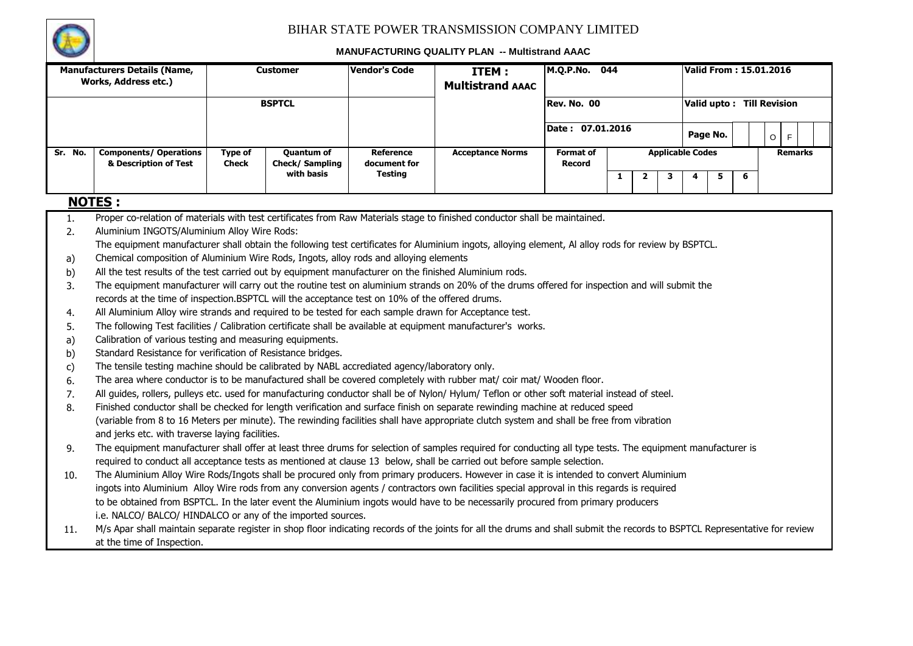# BIHAR STATE POWER TRANSMISSION COMPANY LIMITED

**MANUFACTURING QUALITY PLAN -- Multistrand AAAC**

| Manufacturers Details (Name, Works, Address etc.) | | Customer | | Vendor's Code | ITEM : Multistrand AAAC | M.Q.P.No. 044 | | | | Valid From : 15.01.2016 | | | |
|---|---|---|---|---|---|---|---|---|---|---|---|---|---|
| | | BSPTCL | | | | Rev. No. 00 | | | | Valid upto : Till Revision | | | |
| | | | | | | Date : 07.01.2016 | | | | Page No. | | | O F |
| Sr. No. | Components/ Operations & Description of Test | Type of Check | Quantum of Check/ Sampling with basis | Reference document for Testing | Acceptance Norms | Format of Record | Applicable Codes | | | | | | Remarks |
| | | | | | | | 1 | 2 | 3 | 4 | 5 | 6 | |

## NOTES :

1. Proper co-relation of materials with test certificates from Raw Materials stage to finished conductor shall be maintained.
2. Aluminium INGOTS/Aluminium Alloy Wire Rods:
   The equipment manufacturer shall obtain the following test certificates for Aluminium ingots, alloying element, Al alloy rods for review by BSPTCL.
   a) Chemical composition of Aluminium Wire Rods, Ingots, alloy rods and alloying elements
   b) All the test results of the test carried out by equipment manufacturer on the finished Aluminium rods.
3. The equipment manufacturer will carry out the routine test on aluminium strands on 20% of the drums offered for inspection and will submit the records at the time of inspection.BSPTCL will the acceptance test on 10% of the offered drums.
4. All Aluminium Alloy wire strands and required to be tested for each sample drawn for Acceptance test.
5. The following Test facilities / Calibration certificate shall be available at equipment manufacturer's works.
   a) Calibration of various testing and measuring equipments.
   b) Standard Resistance for verification of Resistance bridges.
   c) The tensile testing machine should be calibrated by NABL accrediated agency/laboratory only.
6. The area where conductor is to be manufactured shall be covered completely with rubber mat/ coir mat/ Wooden floor.
7. All guides, rollers, pulleys etc. used for manufacturing conductor shall be of Nylon/ Hylum/ Teflon or other soft material instead of steel.
8. Finished conductor shall be checked for length verification and surface finish on separate rewinding machine at reduced speed (variable from 8 to 16 Meters per minute). The rewinding facilities shall have appropriate clutch system and shall be free from vibration and jerks etc. with traverse laying facilities.
9. The equipment manufacturer shall offer at least three drums for selection of samples required for conducting all type tests. The equipment manufacturer is required to conduct all acceptance tests as mentioned at clause 13 below, shall be carried out before sample selection.
10. The Aluminium Alloy Wire Rods/Ingots shall be procured only from primary producers. However in case it is intended to convert Aluminium ingots into Aluminium Alloy Wire rods from any conversion agents / contractors own facilities special approval in this regards is required to be obtained from BSPTCL. In the later event the Aluminium ingots would have to be necessarily procured from primary producers i.e. NALCO/ BALCO/ HINDALCO or any of the imported sources.
11. M/s Apar shall maintain separate register in shop floor indicating records of the joints for all the drums and shall submit the records to BSPTCL Representative for review at the time of Inspection.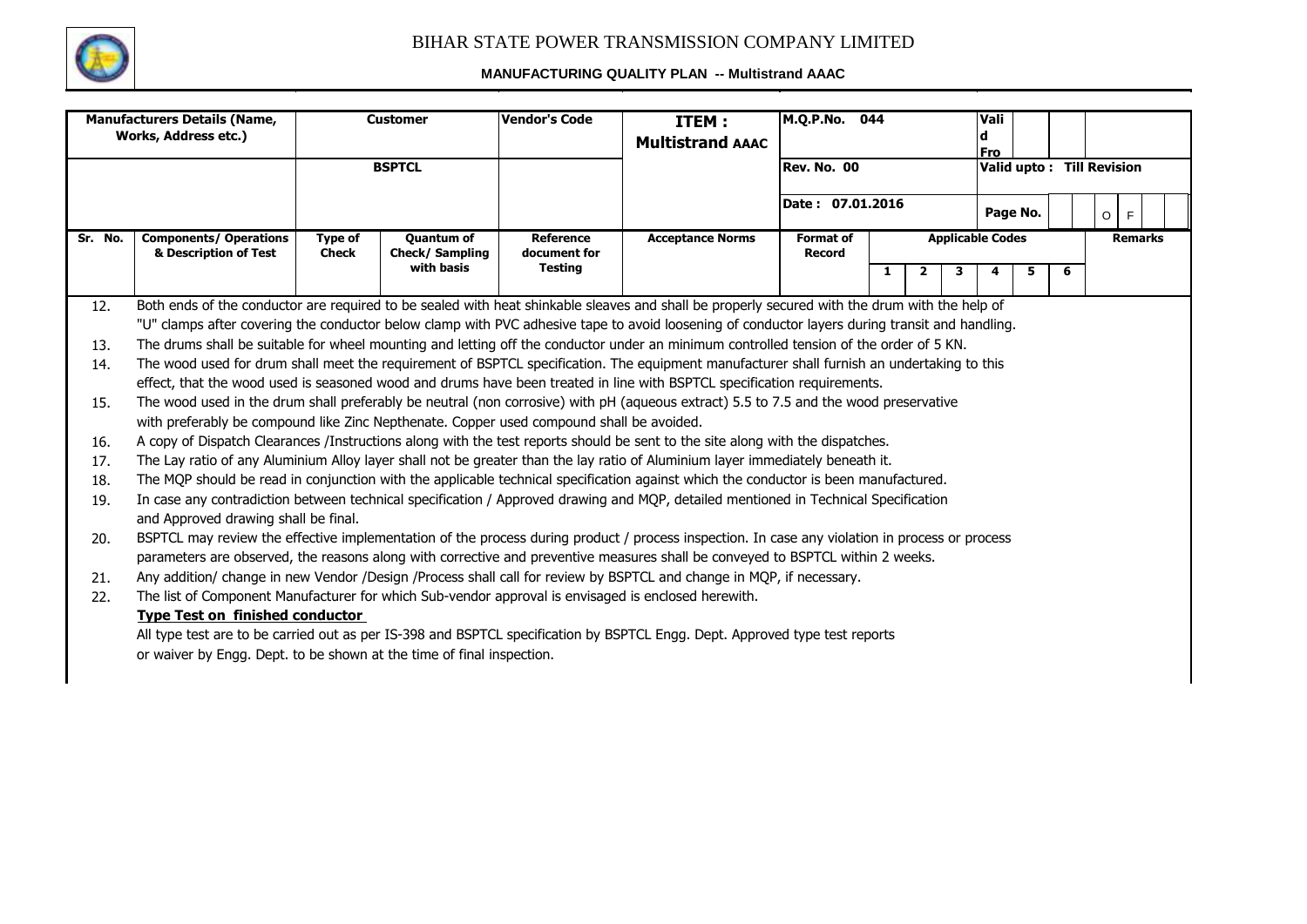# BIHAR STATE POWER TRANSMISSION COMPANY LIMITED

**MANUFACTURING QUALITY PLAN -- Multistrand AAAC**

| Manufacturers Details (Name, Works, Address etc.) | Customer | Vendor's Code | ITEM : Multistrand AAAC | M.Q.P.No. 044 | Valid From |
|---|---|---|---|---|---|
| | BSPTCL | | | Rev. No. 00 | Valid upto : Till Revision |
| | | | | Date : 07.01.2016 | Page No. OF |

| Sr. No. | Components/ Operations & Description of Test | Type of Check | Quantum of Check/ Sampling with basis | Reference document for Testing | Acceptance Norms | Format of Record | Applicable Codes 1 | 2 | 3 | 4 | 5 | 6 | Remarks |
|---|---|---|---|---|---|---|---|---|---|---|---|---|---|

12. Both ends of the conductor are required to be sealed with heat shinkable sleeves and shall be properly secured with the drum with the help of "U" clamps after covering the conductor below clamp with PVC adhesive tape to avoid loosening of conductor layers during transit and handling.
13. The drums shall be suitable for wheel mounting and letting off the conductor under an minimum controlled tension of the order of 5 KN.
14. The wood used for drum shall meet the requirement of BSPTCL specification. The equipment manufacturer shall furnish an undertaking to this effect, that the wood used is seasoned wood and drums have been treated in line with BSPTCL specification requirements.
15. The wood used in the drum shall preferably be neutral (non corrosive) with pH (aqueous extract) 5.5 to 7.5 and the wood preservative with preferably be compound like Zinc Nepthenate. Copper used compound shall be avoided.
16. A copy of Dispatch Clearances /Instructions along with the test reports should be sent to the site along with the dispatches.
17. The Lay ratio of any Aluminium Alloy layer shall not be greater than the lay ratio of Aluminium layer immediately beneath it.
18. The MQP should be read in conjunction with the applicable technical specification against which the conductor is been manufactured.
19. In case any contradiction between technical specification / Approved drawing and MQP, detailed mentioned in Technical Specification and Approved drawing shall be final.
20. BSPTCL may review the effective implementation of the process during product / process inspection. In case any violation in process or process parameters are observed, the reasons along with corrective and preventive measures shall be conveyed to BSPTCL within 2 weeks.
21. Any addition/ change in new Vendor /Design /Process shall call for review by BSPTCL and change in MQP, if necessary.
22. The list of Component Manufacturer for which Sub-vendor approval is envisaged is enclosed herewith.

**Type Test on finished conductor**

All type test are to be carried out as per IS-398 and BSPTCL specification by BSPTCL Engg. Dept. Approved type test reports or waiver by Engg. Dept. to be shown at the time of final inspection.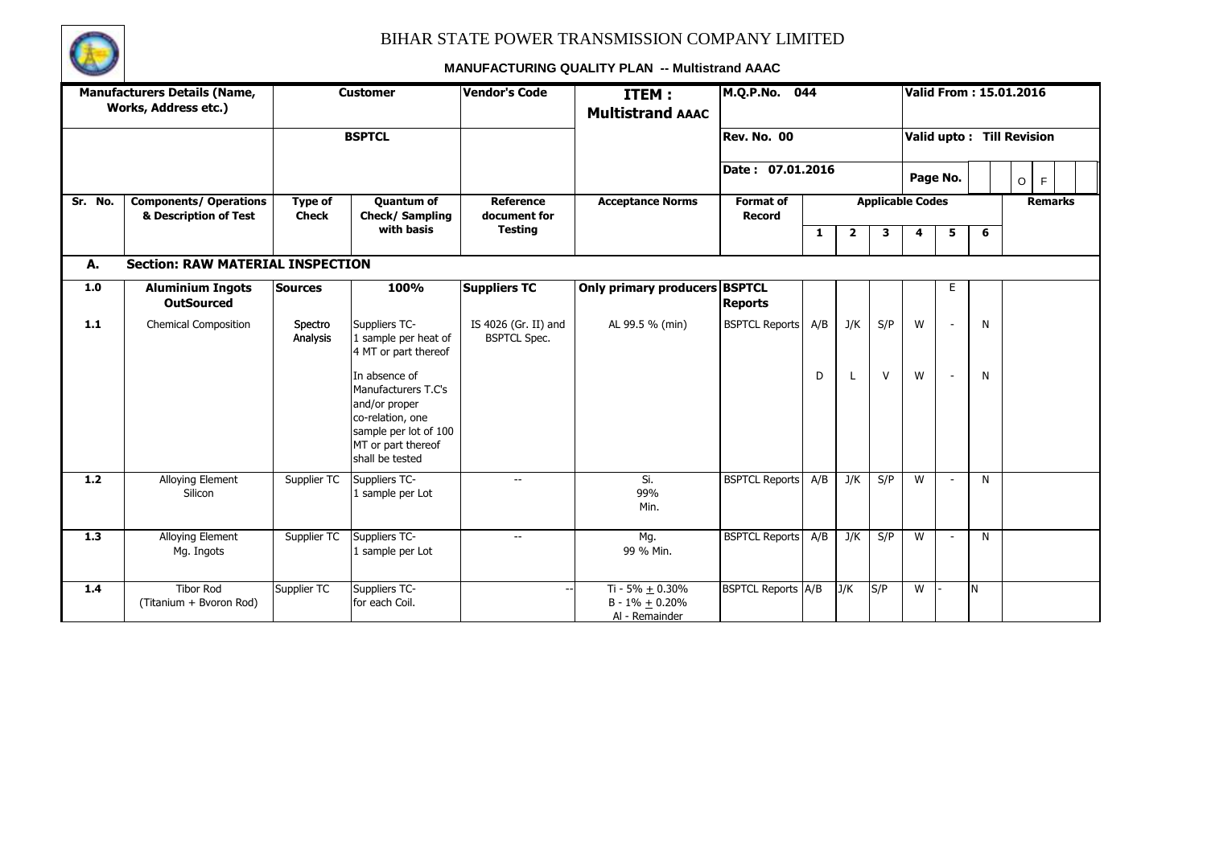# BIHAR STATE POWER TRANSMISSION COMPANY LIMITED

**MANUFACTURING QUALITY PLAN -- Multistrand AAAC**

| Manufacturers Details (Name, Works, Address etc.) | | Customer | | Vendor's Code | ITEM : Multistrand AAAC | M.Q.P.No. 044 | | | | Valid From : 15.01.2016 | | | |
|---|---|---|---|---|---|---|---|---|---|---|---|---|---|
| | | BSPTCL | | | | Rev. No. 00 | | | | Valid upto : Till Revision | | | |
| | | | | | | Date : 07.01.2016 | | | | Page No. | | | O F |
| **Sr. No.** | **Components/ Operations & Description of Test** | **Type of Check** | **Quantum of Check/ Sampling with basis** | **Reference document for Testing** | **Acceptance Norms** | **Format of Record** | **Applicable Codes** | | | | | | **Remarks** |
| | | | | | | | **1** | **2** | **3** | **4** | **5** | **6** | |
| **A.** | **Section: RAW MATERIAL INSPECTION** | | | | | | | | | | | | |
| **1.0** | **Aluminium Ingots OutSourced** | **Sources** | **100%** | **Suppliers TC** | **Only primary producers** | **BSPTCL Reports** | | | | | E | | |
| **1.1** | Chemical Composition | Spectro Analysis | Suppliers TC- 1 sample per heat of 4 MT or part thereof | IS 4026 (Gr. II) and BSPTCL Spec. | AL 99.5 % (min) | BSPTCL Reports | A/B | J/K | S/P | W | - | N | |
| | | | In absence of Manufacturers T.C's and/or proper co-relation, one sample per lot of 100 MT or part thereof shall be tested | | | | D | L | V | W | - | N | |
| **1.2** | Alloying Element Silicon | Supplier TC | Suppliers TC- 1 sample per Lot | -- | Si. 99% Min. | BSPTCL Reports | A/B | J/K | S/P | W | - | N | |
| **1.3** | Alloying Element Mg. Ingots | Supplier TC | Suppliers TC- 1 sample per Lot | -- | Mg. 99 % Min. | BSPTCL Reports | A/B | J/K | S/P | W | - | N | |
| **1.4** | Tibor Rod (Titanium + Bvoron Rod) | Supplier TC | Suppliers TC- for each Coil. | -- | Ti - 5% ± 0.30% B - 1% ± 0.20% Al - Remainder | BSPTCL Reports | A/B | J/K | S/P | W | - | N | |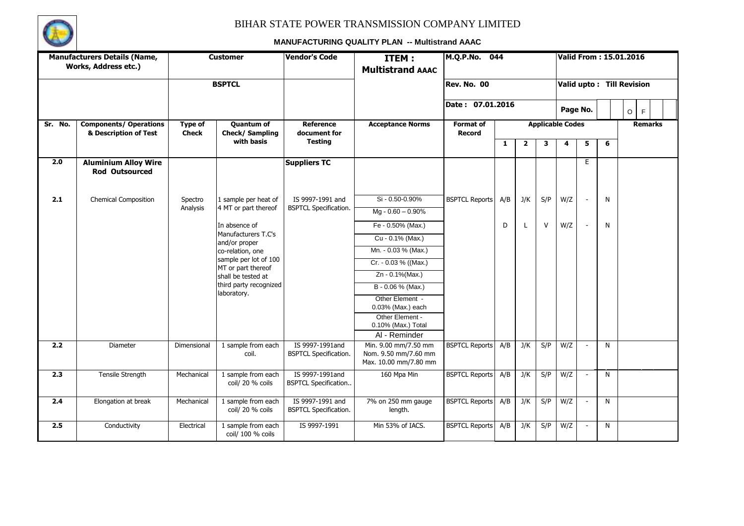# BIHAR STATE POWER TRANSMISSION COMPANY LIMITED

**MANUFACTURING QUALITY PLAN -- Multistrand AAAC**

| Manufacturers Details (Name, Works, Address etc.) | | Customer | | Vendor's Code | ITEM : Multistrand AAAC | M.Q.P.No. 044 | | | | Valid From : 15.01.2016 | | | |
|---|---|---|---|---|---|---|---|---|---|---|---|---|---|
| | | BSPTCL | | | | Rev. No. 00 | | | | Valid upto : Till Revision | | | |
| | | | | | | Date : 07.01.2016 | | | | Page No. | | | O F |
| Sr. No. | Components/ Operations & Description of Test | Type of Check | Quantum of Check/ Sampling with basis | Reference document for Testing | Acceptance Norms | Format of Record | Applicable Codes | | | | | | Remarks |
| | | | | | | | 1 | 2 | 3 | 4 | 5 | 6 | |
| **2.0** | **Aluminium Alloy Wire Rod Outsourced** | | | **Suppliers TC** | | | | | | | E | | |
| **2.1** | Chemical Composition | Spectro Analysis | 1 sample per heat of 4 MT or part thereof<br><br>In absence of Manufacturers T.C's and/or proper co-relation, one sample per lot of 100 MT or part thereof shall be tested at third party recognized laboratory. | IS 9997-1991 and BSPTCL Specification. | Si - 0.50-0.90%<br>Mg - 0.60 – 0.90%<br>Fe - 0.50% (Max.)<br>Cu - 0.1% (Max.)<br>Mn. - 0.03 % (Max.)<br>Cr. - 0.03 % ((Max.)<br>Zn - 0.1%(Max.)<br>B - 0.06 % (Max.)<br>Other Element - 0.03% (Max.) each<br>Other Element - 0.10% (Max.) Total<br>Al - Reminder | BSPTCL Reports | A/B<br><br>D | J/K<br><br>L | S/P<br><br>V | W/Z<br><br>W/Z | -<br><br>- | N<br><br>N | |
| **2.2** | Diameter | Dimensional | 1 sample from each coil. | IS 9997-1991and BSPTCL Specification. | Min. 9.00 mm/7.50 mm<br>Nom. 9.50 mm/7.60 mm<br>Max. 10.00 mm/7.80 mm | BSPTCL Reports | A/B | J/K | S/P | W/Z | - | N | |
| **2.3** | Tensile Strength | Mechanical | 1 sample from each coil/ 20 % coils | IS 9997-1991and BSPTCL Specification.. | 160 Mpa Min | BSPTCL Reports | A/B | J/K | S/P | W/Z | - | N | |
| **2.4** | Elongation at break | Mechanical | 1 sample from each coil/ 20 % coils | IS 9997-1991 and BSPTCL Specification. | 7% on 250 mm gauge length. | BSPTCL Reports | A/B | J/K | S/P | W/Z | - | N | |
| **2.5** | Conductivity | Electrical | 1 sample from each coil/ 100 % coils | IS 9997-1991 | Min 53% of IACS. | BSPTCL Reports | A/B | J/K | S/P | W/Z | - | N | |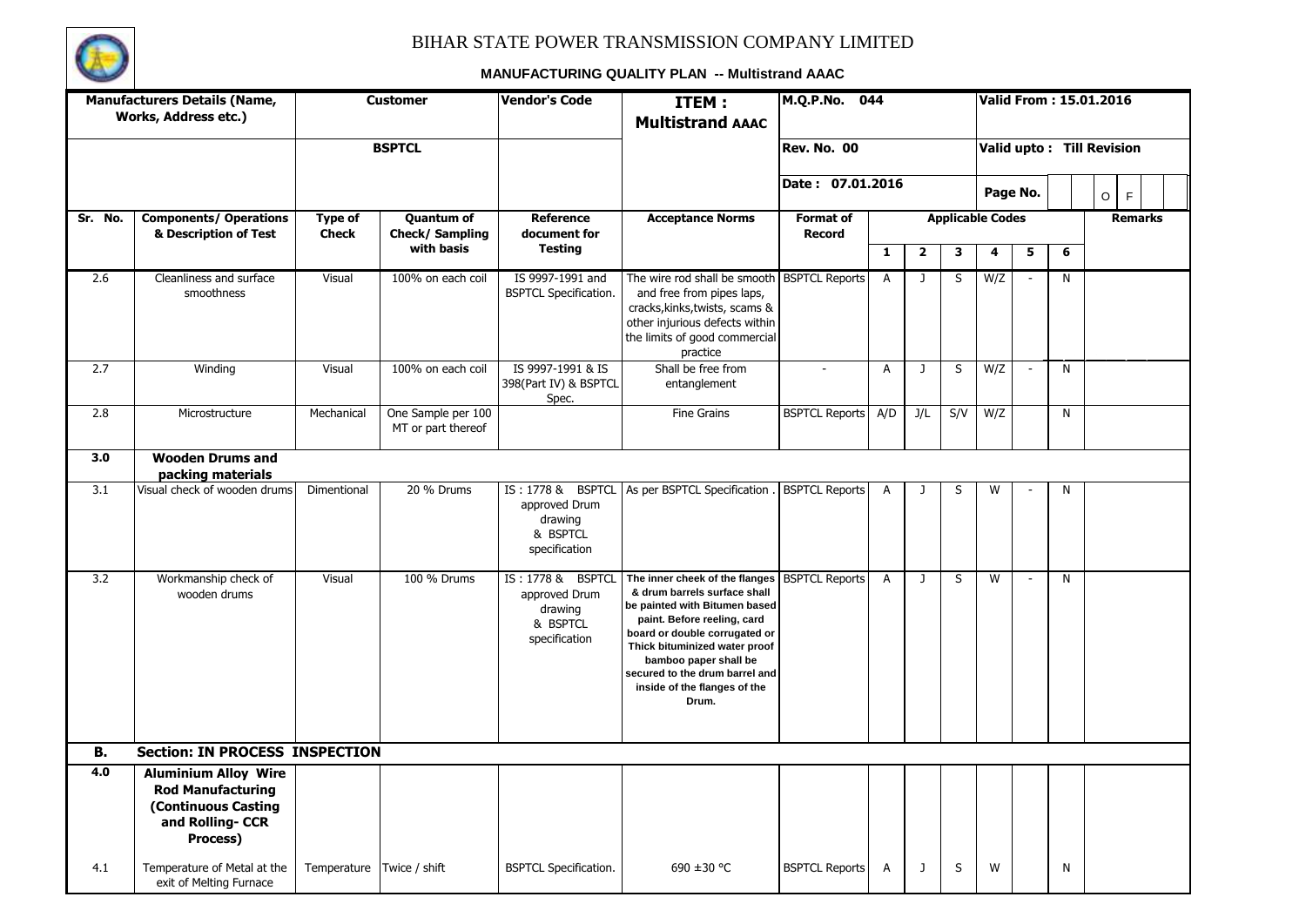# BIHAR STATE POWER TRANSMISSION COMPANY LIMITED

**MANUFACTURING QUALITY PLAN -- Multistrand AAAC**

| **Manufacturers Details (Name, Works, Address etc.)** | **Customer** | **Vendor's Code** | **ITEM : Multistrand AAAC** | **M.Q.P.No. 044** | **Valid From : 15.01.2016** |
|---|---|---|---|---|---|
| | **BSPTCL** | | | **Rev. No. 00** | **Valid upto : Till Revision** |
| | | | | **Date : 07.01.2016** | **Page No.** O F |

| Sr. No. | Components/ Operations & Description of Test | Type of Check | Quantum of Check/ Sampling with basis | Reference document for Testing | Acceptance Norms | Format of Record | Applicable Codes | | | | | | Remarks |
|---|---|---|---|---|---|---|---|---|---|---|---|---|---|
| | | | | | | | 1 | 2 | 3 | 4 | 5 | 6 | |
| 2.6 | Cleanliness and surface smoothness | Visual | 100% on each coil | IS 9997-1991 and BSPTCL Specification. | The wire rod shall be smooth and free from pipes laps, cracks,kinks,twists, scams & other injurious defects within the limits of good commercial practice | BSPTCL Reports | A | J | S | W/Z | - | N | |
| 2.7 | Winding | Visual | 100% on each coil | IS 9997-1991 & IS 398(Part IV) & BSPTCL Spec. | Shall be free from entanglement | - | A | J | S | W/Z | - | N | |
| 2.8 | Microstructure | Mechanical | One Sample per 100 MT or part thereof | | Fine Grains | BSPTCL Reports | A/D | J/L | S/V | W/Z | | N | |
| **3.0** | **Wooden Drums and packing materials** | | | | | | | | | | | | |
| 3.1 | Visual check of wooden drums | Dimentional | 20 % Drums | IS : 1778 & BSPTCL approved Drum drawing & BSPTCL specification | As per BSPTCL Specification . | BSPTCL Reports | A | J | S | W | - | N | |
| 3.2 | Workmanship check of wooden drums | Visual | 100 % Drums | IS : 1778 & BSPTCL approved Drum drawing & BSPTCL specification | **The inner cheek of the flanges & drum barrels surface shall be painted with Bitumen based paint. Before reeling, card board or double corrugated or Thick bituminized water proof bamboo paper shall be secured to the drum barrel and inside of the flanges of the Drum.** | BSPTCL Reports | A | J | S | W | - | N | |
| **B.** | **Section: IN PROCESS INSPECTION** | | | | | | | | | | | | |
| **4.0** | **Aluminium Alloy Wire Rod Manufacturing (Continuous Casting and Rolling- CCR Process)** | | | | | | | | | | | | |
| 4.1 | Temperature of Metal at the exit of Melting Furnace | Temperature | Twice / shift | BSPTCL Specification. | 690 ±30 °C | BSPTCL Reports | A | J | S | W | | N | |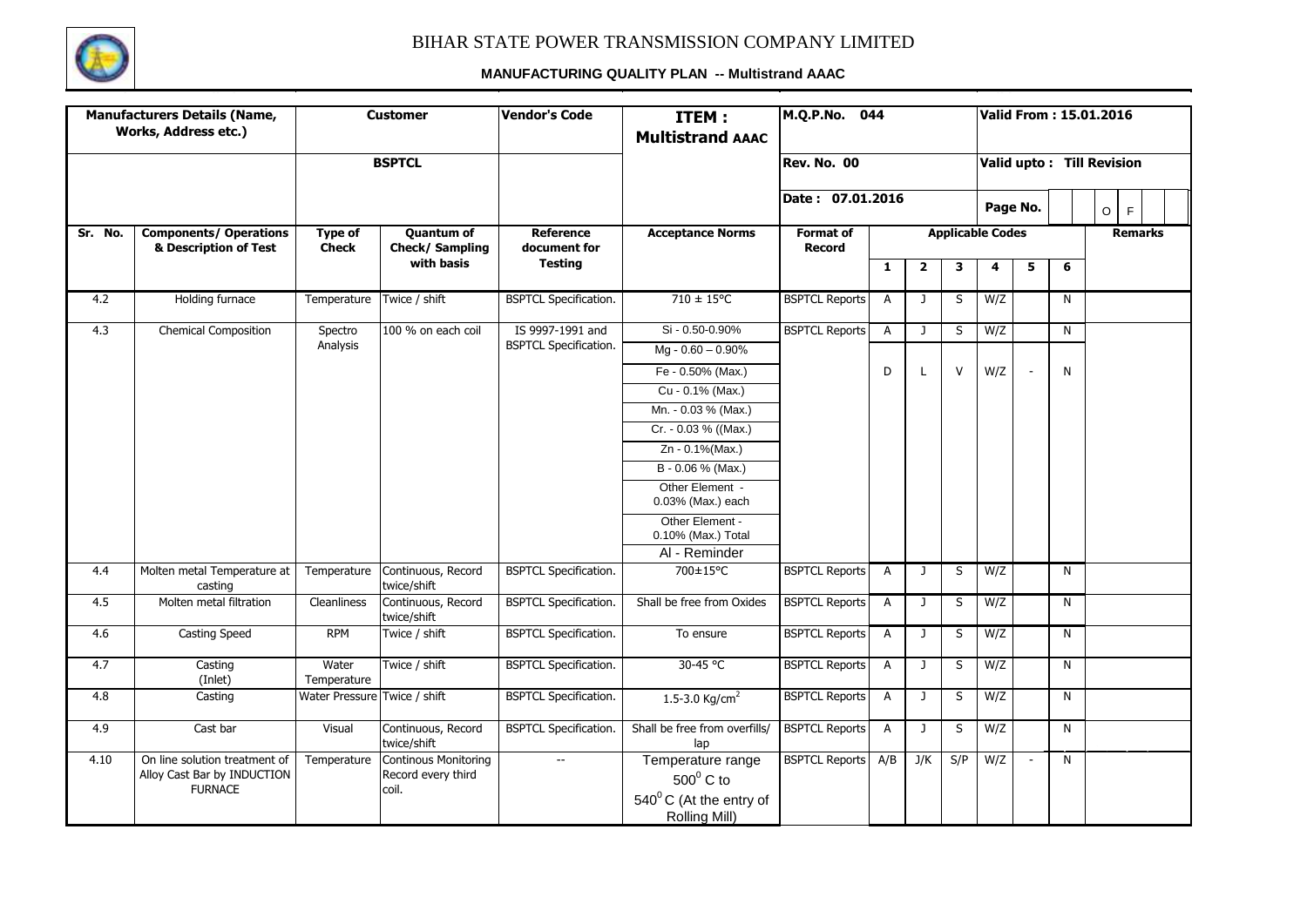# BIHAR STATE POWER TRANSMISSION COMPANY LIMITED

## MANUFACTURING QUALITY PLAN -- Multistrand AAAC

| Manufacturers Details (Name, Works, Address etc.) | | Customer | | Vendor's Code | ITEM : Multistrand AAAC | M.Q.P.No. 044 | | | | Valid From : 15.01.2016 | | | |
|---|---|---|---|---|---|---|---|---|---|---|---|---|---|
| | | BSPTCL | | | | Rev. No. 00 | | | | Valid upto : Till Revision | | | |
| | | | | | | Date : 07.01.2016 | | | | Page No. | | | O F |
| Sr. No. | Components/ Operations & Description of Test | Type of Check | Quantum of Check/ Sampling with basis | Reference document for Testing | Acceptance Norms | Format of Record | Applicable Codes | | | | | | Remarks |
| | | | | | | | 1 | 2 | 3 | 4 | 5 | 6 | |
| 4.2 | Holding furnace | Temperature | Twice / shift | BSPTCL Specification. | 710 ± 15°C | BSPTCL Reports | A | J | S | W/Z | | N | |
| 4.3 | Chemical Composition | Spectro Analysis | 100 % on each coil | IS 9997-1991 and BSPTCL Specification. | Si - 0.50-0.90% | BSPTCL Reports | A | J | S | W/Z | | N | |
| | | | | | Mg - 0.60 – 0.90% | | | | | | | | |
| | | | | | Fe - 0.50% (Max.) | | D | L | V | W/Z | - | N | |
| | | | | | Cu - 0.1% (Max.) | | | | | | | | |
| | | | | | Mn. - 0.03 % (Max.) | | | | | | | | |
| | | | | | Cr. - 0.03 % ((Max.) | | | | | | | | |
| | | | | | Zn - 0.1%(Max.) | | | | | | | | |
| | | | | | B - 0.06 % (Max.) | | | | | | | | |
| | | | | | Other Element - 0.03% (Max.) each | | | | | | | | |
| | | | | | Other Element - 0.10% (Max.) Total | | | | | | | | |
| | | | | | Al - Reminder | | | | | | | | |
| 4.4 | Molten metal Temperature at casting | Temperature | Continuous, Record twice/shift | BSPTCL Specification. | 700±15°C | BSPTCL Reports | A | J | S | W/Z | | N | |
| 4.5 | Molten metal filtration | Cleanliness | Continuous, Record twice/shift | BSPTCL Specification. | Shall be free from Oxides | BSPTCL Reports | A | J | S | W/Z | | N | |
| 4.6 | Casting Speed | RPM | Twice / shift | BSPTCL Specification. | To ensure | BSPTCL Reports | A | J | S | W/Z | | N | |
| 4.7 | Casting (Inlet) | Water Temperature | Twice / shift | BSPTCL Specification. | 30-45 °C | BSPTCL Reports | A | J | S | W/Z | | N | |
| 4.8 | Casting | Water Pressure | Twice / shift | BSPTCL Specification. | 1.5-3.0 Kg/cm$^2$ | BSPTCL Reports | A | J | S | W/Z | | N | |
| 4.9 | Cast bar | Visual | Continuous, Record twice/shift | BSPTCL Specification. | Shall be free from overfills/ lap | BSPTCL Reports | A | J | S | W/Z | | N | |
| 4.10 | On line solution treatment of Alloy Cast Bar by INDUCTION FURNACE | Temperature | Continous Monitoring Record every third coil. | -- | Temperature range 500$^0$ C to 540$^0$ C (At the entry of Rolling Mill) | BSPTCL Reports | A/B | J/K | S/P | W/Z | - | N | |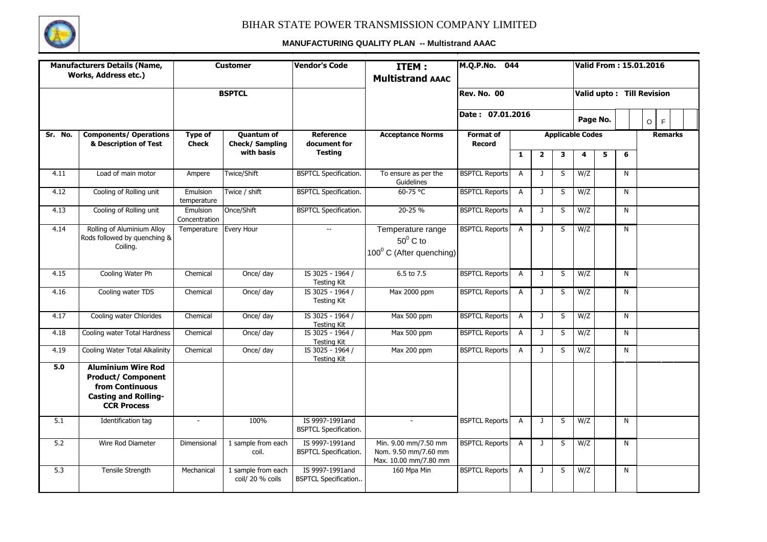# BIHAR STATE POWER TRANSMISSION COMPANY LIMITED

## MANUFACTURING QUALITY PLAN -- Multistrand AAAC

| Manufacturers Details (Name, Works, Address etc.) | Customer | | Vendor's Code | ITEM : Multistrand AAAC | M.Q.P.No. 044 | | | | Valid From : 15.01.2016 | | | |
|---|---|---|---|---|---|---|---|---|---|---|---|---|
| | BSPTCL | | | | Rev. No. 00 | | | | Valid upto : Till Revision | | | |
| | | | | | Date : 07.01.2016 | | | | Page No. | | | O F |

| Sr. No. | Components/ Operations & Description of Test | Type of Check | Quantum of Check/ Sampling with basis | Reference document for Testing | Acceptance Norms | Format of Record | Applicable Codes | | | | | | Remarks |
|---|---|---|---|---|---|---|---|---|---|---|---|---|---|
| | | | | | | | 1 | 2 | 3 | 4 | 5 | 6 | |
| 4.11 | Load of main motor | Ampere | Twice/Shift | BSPTCL Specification. | To ensure as per the Guidelines | BSPTCL Reports | A | J | S | W/Z | | N | |
| 4.12 | Cooling of Rolling unit | Emulsion temperature | Twice / shift | BSPTCL Specification. | 60-75 °C | BSPTCL Reports | A | J | S | W/Z | | N | |
| 4.13 | Cooling of Rolling unit | Emulsion Concentration | Once/Shift | BSPTCL Specification. | 20-25 % | BSPTCL Reports | A | J | S | W/Z | | N | |
| 4.14 | Rolling of Aluminium Alloy Rods followed by quenching & Coiling. | Temperature | Every Hour | -- | Temperature range $50^0$ C to $100^0$ C (After quenching) | BSPTCL Reports | A | J | S | W/Z | | N | |
| 4.15 | Cooling Water Ph | Chemical | Once/ day | IS 3025 - 1964 / Testing Kit | 6.5 to 7.5 | BSPTCL Reports | A | J | S | W/Z | | N | |
| 4.16 | Cooling water TDS | Chemical | Once/ day | IS 3025 - 1964 / Testing Kit | Max 2000 ppm | BSPTCL Reports | A | J | S | W/Z | | N | |
| 4.17 | Cooling water Chlorides | Chemical | Once/ day | IS 3025 - 1964 / Testing Kit | Max 500 ppm | BSPTCL Reports | A | J | S | W/Z | | N | |
| 4.18 | Cooling water Total Hardness | Chemical | Once/ day | IS 3025 - 1964 / Testing Kit | Max 500 ppm | BSPTCL Reports | A | J | S | W/Z | | N | |
| 4.19 | Cooling Water Total Alkalinity | Chemical | Once/ day | IS 3025 - 1964 / Testing Kit | Max 200 ppm | BSPTCL Reports | A | J | S | W/Z | | N | |
| **5.0** | **Aluminium Wire Rod Product/ Component from Continuous Casting and Rolling-CCR Process** | | | | | | | | | | | | |
| 5.1 | Identification tag | - | 100% | IS 9997-1991and BSPTCL Specification. | - | BSPTCL Reports | A | J | S | W/Z | | N | |
| 5.2 | Wire Rod Diameter | Dimensional | 1 sample from each coil. | IS 9997-1991and BSPTCL Specification. | Min. 9.00 mm/7.50 mm Nom. 9.50 mm/7.60 mm Max. 10.00 mm/7.80 mm | BSPTCL Reports | A | J | S | W/Z | | N | |
| 5.3 | Tensile Strength | Mechanical | 1 sample from each coil/ 20 % coils | IS 9997-1991and BSPTCL Specification.. | 160 Mpa Min | BSPTCL Reports | A | J | S | W/Z | | N | |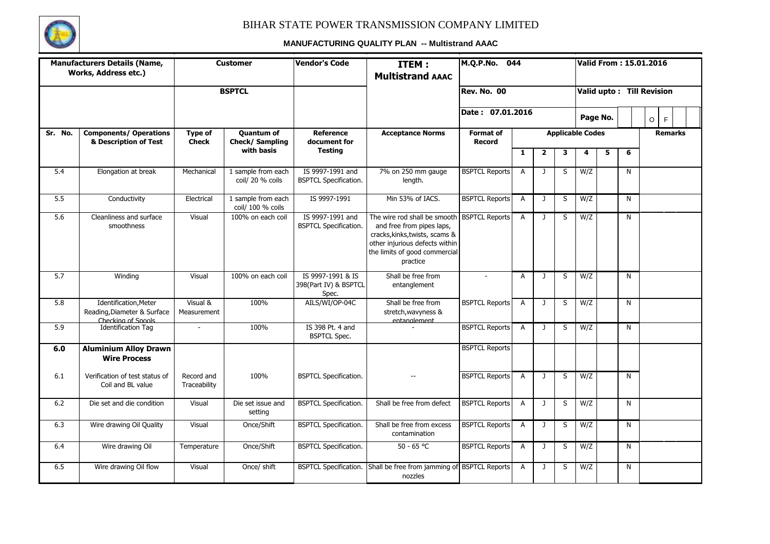# BIHAR STATE POWER TRANSMISSION COMPANY LIMITED

## MANUFACTURING QUALITY PLAN -- Multistrand AAAC

| Manufacturers Details (Name, Works, Address etc.) | Customer | | Vendor's Code | ITEM : Multistrand AAAC | M.Q.P.No. 044 | | | | Valid From : 15.01.2016 | | | |
|---|---|---|---|---|---|---|---|---|---|---|---|---|
| | BSPTCL | | | | Rev. No. 00 | | | | Valid upto : Till Revision | | | |
| | | | | | Date : 07.01.2016 | | | | Page No. | | | O F |

| Sr. No. | Components/ Operations & Description of Test | Type of Check | Quantum of Check/ Sampling with basis | Reference document for Testing | Acceptance Norms | Format of Record | Applicable Codes | | | | | | Remarks |
|---|---|---|---|---|---|---|---|---|---|---|---|---|---|
| | | | | | | | 1 | 2 | 3 | 4 | 5 | 6 | |
| 5.4 | Elongation at break | Mechanical | 1 sample from each coil/ 20 % coils | IS 9997-1991 and BSPTCL Specification. | 7% on 250 mm gauge length. | BSPTCL Reports | A | J | S | W/Z | | N | |
| 5.5 | Conductivity | Electrical | 1 sample from each coil/ 100 % coils | IS 9997-1991 | Min 53% of IACS. | BSPTCL Reports | A | J | S | W/Z | | N | |
| 5.6 | Cleanliness and surface smoothness | Visual | 100% on each coil | IS 9997-1991 and BSPTCL Specification. | The wire rod shall be smooth and free from pipes laps, cracks,kinks,twists, scams & other injurious defects within the limits of good commercial practice | BSPTCL Reports | A | J | S | W/Z | | N | |
| 5.7 | Winding | Visual | 100% on each coil | IS 9997-1991 & IS 398(Part IV) & BSPTCL Spec. | Shall be free from entanglement | - | A | J | S | W/Z | | N | |
| 5.8 | Identification,Meter Reading,Diameter & Surface Checking of Spools | Visual & Measurement | 100% | AILS/WI/OP-04C | Shall be free from stretch,wavyness & entanglement | BSPTCL Reports | A | J | S | W/Z | | N | |
| 5.9 | Identification Tag | - | 100% | IS 398 Pt. 4 and BSPTCL Spec. | - | BSPTCL Reports | A | J | S | W/Z | | N | |
| **6.0** | **Aluminium Alloy Drawn Wire Process** | | | | | BSPTCL Reports | | | | | | | |
| 6.1 | Verification of test status of Coil and BL value | Record and Traceability | 100% | BSPTCL Specification. | -- | BSPTCL Reports | A | J | S | W/Z | | N | |
| 6.2 | Die set and die condition | Visual | Die set issue and setting | BSPTCL Specification. | Shall be free from defect | BSPTCL Reports | A | J | S | W/Z | | N | |
| 6.3 | Wire drawing Oil Quality | Visual | Once/Shift | BSPTCL Specification. | Shall be free from excess contamination | BSPTCL Reports | A | J | S | W/Z | | N | |
| 6.4 | Wire drawing Oil | Temperature | Once/Shift | BSPTCL Specification. | 50 - 65 °C | BSPTCL Reports | A | J | S | W/Z | | N | |
| 6.5 | Wire drawing Oil flow | Visual | Once/ shift | BSPTCL Specification. | Shall be free from jamming of nozzles | BSPTCL Reports | A | J | S | W/Z | | N | |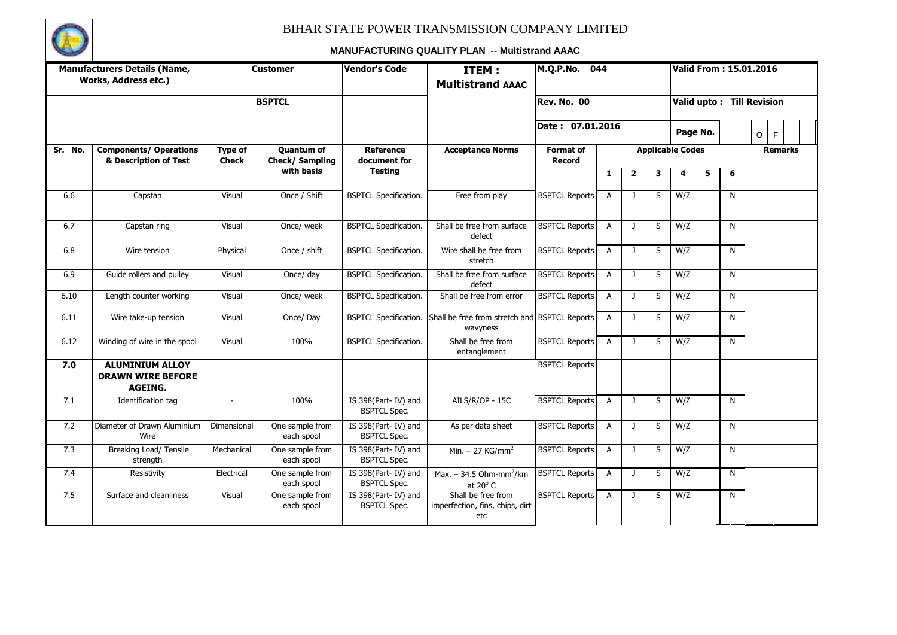# BIHAR STATE POWER TRANSMISSION COMPANY LIMITED

**MANUFACTURING QUALITY PLAN -- Multistrand AAAC**

| **Manufacturers Details (Name, Works, Address etc.)** | | **Customer** | | **Vendor's Code** | **ITEM : Multistrand AAAC** | **M.Q.P.No. 044** | | | | | | | **Valid From : 15.01.2016** |
|---|---|---|---|---|---|---|---|---|---|---|---|---|---|
| | | **BSPTCL** | | | | **Rev. No. 00** | | | | | | | **Valid upto : Till Revision** |
| | | | | | | **Date : 07.01.2016** | | | | **Page No.** | | | O F |
| **Sr. No.** | **Components/ Operations & Description of Test** | **Type of Check** | **Quantum of Check/ Sampling with basis** | **Reference document for Testing** | **Acceptance Norms** | **Format of Record** | **Applicable Codes** | | | | | | **Remarks** |
| | | | | | | | **1** | **2** | **3** | **4** | **5** | **6** | |
| 6.6 | Capstan | Visual | Once / Shift | BSPTCL Specification. | Free from play | BSPTCL Reports | A | J | S | W/Z | | N | |
| 6.7 | Capstan ring | Visual | Once/ week | BSPTCL Specification. | Shall be free from surface defect | BSPTCL Reports | A | J | S | W/Z | | N | |
| 6.8 | Wire tension | Physical | Once / shift | BSPTCL Specification. | Wire shall be free from stretch | BSPTCL Reports | A | J | S | W/Z | | N | |
| 6.9 | Guide rollers and pulley | Visual | Once/ day | BSPTCL Specification. | Shall be free from surface defect | BSPTCL Reports | A | J | S | W/Z | | N | |
| 6.10 | Length counter working | Visual | Once/ week | BSPTCL Specification. | Shall be free from error | BSPTCL Reports | A | J | S | W/Z | | N | |
| 6.11 | Wire take-up tension | Visual | Once/ Day | BSPTCL Specification. | Shall be free from stretch and wavyness | BSPTCL Reports | A | J | S | W/Z | | N | |
| 6.12 | Winding of wire in the spool | Visual | 100% | BSPTCL Specification. | Shall be free from entanglement | BSPTCL Reports | A | J | S | W/Z | | N | |
| **7.0** | **ALUMINIUM ALLOY DRAWN WIRE BEFORE AGEING.** | | | | | BSPTCL Reports | | | | | | | |
| 7.1 | Identification tag | - | 100% | IS 398(Part- IV) and BSPTCL Spec. | AILS/R/OP - 15C | BSPTCL Reports | A | J | S | W/Z | | N | |
| 7.2 | Diameter of Drawn Aluminium Wire | Dimensional | One sample from each spool | IS 398(Part- IV) and BSPTCL Spec. | As per data sheet | BSPTCL Reports | A | J | S | W/Z | | N | |
| 7.3 | Breaking Load/ Tensile strength | Mechanical | One sample from each spool | IS 398(Part- IV) and BSPTCL Spec. | Min. – 27 KG/mm$^2$ | BSPTCL Reports | A | J | S | W/Z | | N | |
| 7.4 | Resistivity | Electrical | One sample from each spool | IS 398(Part- IV) and BSPTCL Spec. | Max. – 34.5 Ohm-mm$^2$/km at 20° C | BSPTCL Reports | A | J | S | W/Z | | N | |
| 7.5 | Surface and cleanliness | Visual | One sample from each spool | IS 398(Part- IV) and BSPTCL Spec. | Shall be free from imperfection, fins, chips, dirt etc | BSPTCL Reports | A | J | S | W/Z | | N | |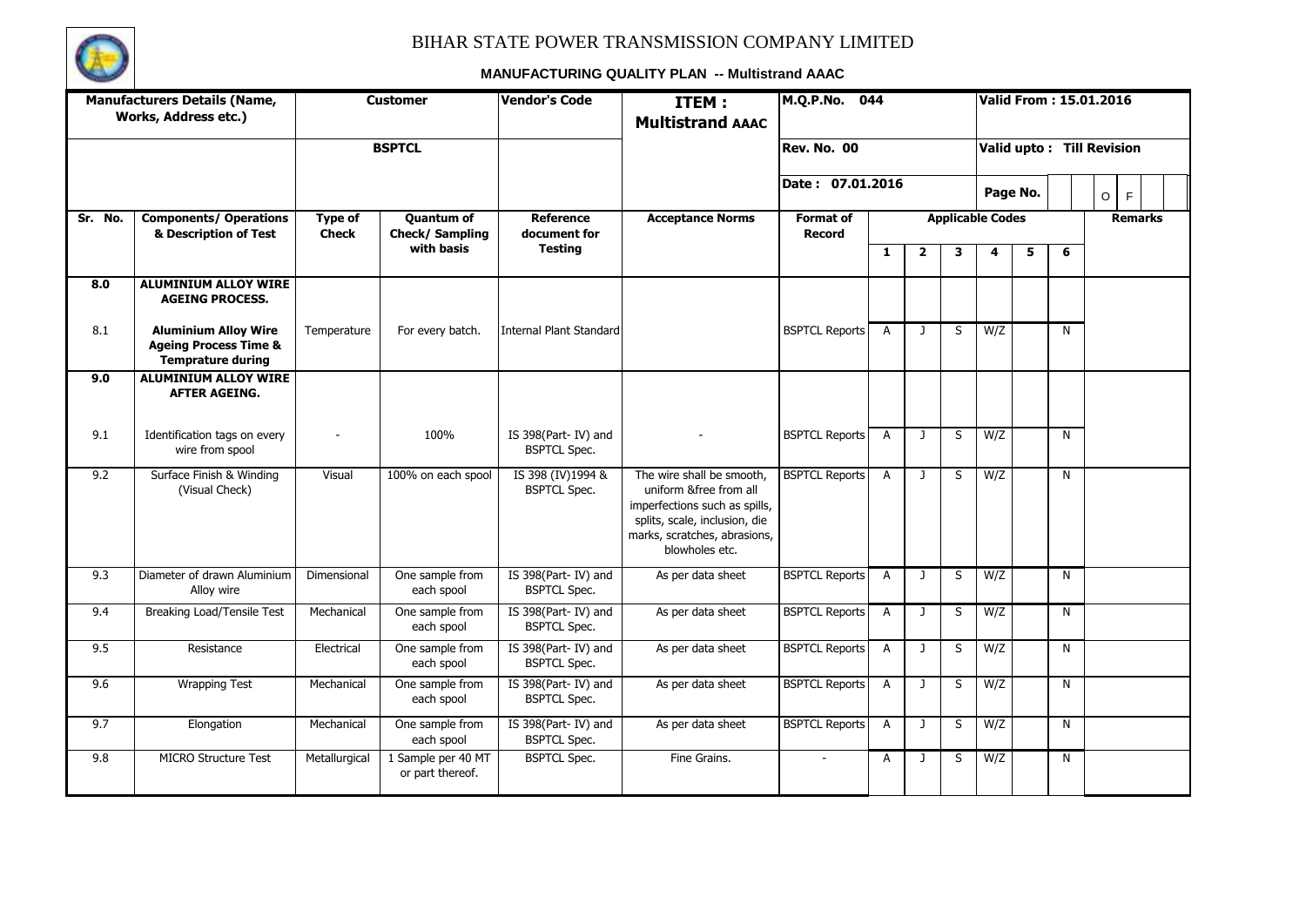# BIHAR STATE POWER TRANSMISSION COMPANY LIMITED

## MANUFACTURING QUALITY PLAN -- Multistrand AAAC

| Manufacturers Details (Name, Works, Address etc.) | | Customer | | Vendor's Code | ITEM : Multistrand AAAC | M.Q.P.No. 044 | | | | | | | Valid From : 15.01.2016 |
|---|---|---|---|---|---|---|---|---|---|---|---|---|---|
| | | BSPTCL | | | | Rev. No. 00 | | | | | | | Valid upto : Till Revision |
| | | | | | | Date : 07.01.2016 | | | | Page No. | | | O F |
| **Sr. No.** | **Components/ Operations & Description of Test** | **Type of Check** | **Quantum of Check/ Sampling with basis** | **Reference document for Testing** | **Acceptance Norms** | **Format of Record** | **Applicable Codes** | | | | | | **Remarks** |
| | | | | | | | **1** | **2** | **3** | **4** | **5** | **6** | |
| **8.0** | **ALUMINIUM ALLOY WIRE AGEING PROCESS.** | | | | | | | | | | | | |
| 8.1 | **Aluminium Alloy Wire Ageing Process Time & Temprature during** | Temperature | For every batch. | Internal Plant Standard | | BSPTCL Reports | A | J | S | W/Z | | N | |
| **9.0** | **ALUMINIUM ALLOY WIRE AFTER AGEING.** | | | | | | | | | | | | |
| 9.1 | Identification tags on every wire from spool | - | 100% | IS 398(Part- IV) and BSPTCL Spec. | - | BSPTCL Reports | A | J | S | W/Z | | N | |
| 9.2 | Surface Finish & Winding (Visual Check) | Visual | 100% on each spool | IS 398 (IV)1994 & BSPTCL Spec. | The wire shall be smooth, uniform &free from all imperfections such as spills, splits, scale, inclusion, die marks, scratches, abrasions, blowholes etc. | BSPTCL Reports | A | J | S | W/Z | | N | |
| 9.3 | Diameter of drawn Aluminium Alloy wire | Dimensional | One sample from each spool | IS 398(Part- IV) and BSPTCL Spec. | As per data sheet | BSPTCL Reports | A | J | S | W/Z | | N | |
| 9.4 | Breaking Load/Tensile Test | Mechanical | One sample from each spool | IS 398(Part- IV) and BSPTCL Spec. | As per data sheet | BSPTCL Reports | A | J | S | W/Z | | N | |
| 9.5 | Resistance | Electrical | One sample from each spool | IS 398(Part- IV) and BSPTCL Spec. | As per data sheet | BSPTCL Reports | A | J | S | W/Z | | N | |
| 9.6 | Wrapping Test | Mechanical | One sample from each spool | IS 398(Part- IV) and BSPTCL Spec. | As per data sheet | BSPTCL Reports | A | J | S | W/Z | | N | |
| 9.7 | Elongation | Mechanical | One sample from each spool | IS 398(Part- IV) and BSPTCL Spec. | As per data sheet | BSPTCL Reports | A | J | S | W/Z | | N | |
| 9.8 | MICRO Structure Test | Metallurgical | 1 Sample per 40 MT or part thereof. | BSPTCL Spec. | Fine Grains. | - | A | J | S | W/Z | | N | |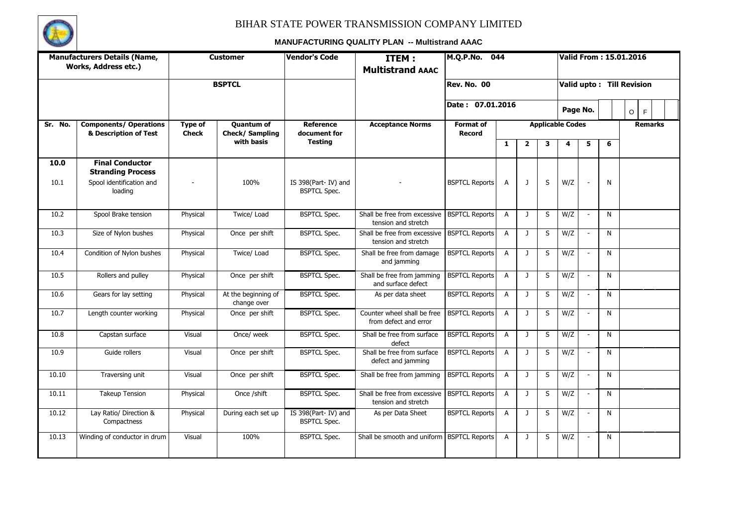# BIHAR STATE POWER TRANSMISSION COMPANY LIMITED

## MANUFACTURING QUALITY PLAN -- Multistrand AAAC

| Manufacturers Details (Name, Works, Address etc.) | | Customer | | Vendor's Code | ITEM : Multistrand AAAC | M.Q.P.No. 044 | | | | Valid From : 15.01.2016 | | | |
|---|---|---|---|---|---|---|---|---|---|---|---|---|---|
| | | BSPTCL | | | | Rev. No. 00 | | | | Valid upto : Till Revision | | | |
| | | | | | | Date : 07.01.2016 | | | | Page No. | | | O F |
| Sr. No. | Components/ Operations & Description of Test | Type of Check | Quantum of Check/ Sampling with basis | Reference document for Testing | Acceptance Norms | Format of Record | Applicable Codes | | | | | | Remarks |
| | | | | | | | 1 | 2 | 3 | 4 | 5 | 6 | |
| **10.0** | **Final Conductor Stranding Process** | | | | | | | | | | | | |
| 10.1 | Spool identification and loading | - | 100% | IS 398(Part- IV) and BSPTCL Spec. | - | BSPTCL Reports | A | J | S | W/Z | - | N | |
| 10.2 | Spool Brake tension | Physical | Twice/ Load | BSPTCL Spec. | Shall be free from excessive tension and stretch | BSPTCL Reports | A | J | S | W/Z | - | N | |
| 10.3 | Size of Nylon bushes | Physical | Once per shift | BSPTCL Spec. | Shall be free from excessive tension and stretch | BSPTCL Reports | A | J | S | W/Z | - | N | |
| 10.4 | Condition of Nylon bushes | Physical | Twice/ Load | BSPTCL Spec. | Shall be free from damage and jamming | BSPTCL Reports | A | J | S | W/Z | - | N | |
| 10.5 | Rollers and pulley | Physical | Once per shift | BSPTCL Spec. | Shall be free from jamming and surface defect | BSPTCL Reports | A | J | S | W/Z | - | N | |
| 10.6 | Gears for lay setting | Physical | At the beginning of change over | BSPTCL Spec. | As per data sheet | BSPTCL Reports | A | J | S | W/Z | - | N | |
| 10.7 | Length counter working | Physical | Once per shift | BSPTCL Spec. | Counter wheel shall be free from defect and error | BSPTCL Reports | A | J | S | W/Z | - | N | |
| 10.8 | Capstan surface | Visual | Once/ week | BSPTCL Spec. | Shall be free from surface defect | BSPTCL Reports | A | J | S | W/Z | - | N | |
| 10.9 | Guide rollers | Visual | Once per shift | BSPTCL Spec. | Shall be free from surface defect and jamming | BSPTCL Reports | A | J | S | W/Z | - | N | |
| 10.10 | Traversing unit | Visual | Once per shift | BSPTCL Spec. | Shall be free from jamming | BSPTCL Reports | A | J | S | W/Z | - | N | |
| 10.11 | Takeup Tension | Physical | Once /shift | BSPTCL Spec. | Shall be free from excessive tension and stretch | BSPTCL Reports | A | J | S | W/Z | - | N | |
| 10.12 | Lay Ratio/ Direction & Compactness | Physical | During each set up | IS 398(Part- IV) and BSPTCL Spec. | As per Data Sheet | BSPTCL Reports | A | J | S | W/Z | - | N | |
| 10.13 | Winding of conductor in drum | Visual | 100% | BSPTCL Spec. | Shall be smooth and uniform | BSPTCL Reports | A | J | S | W/Z | - | N | |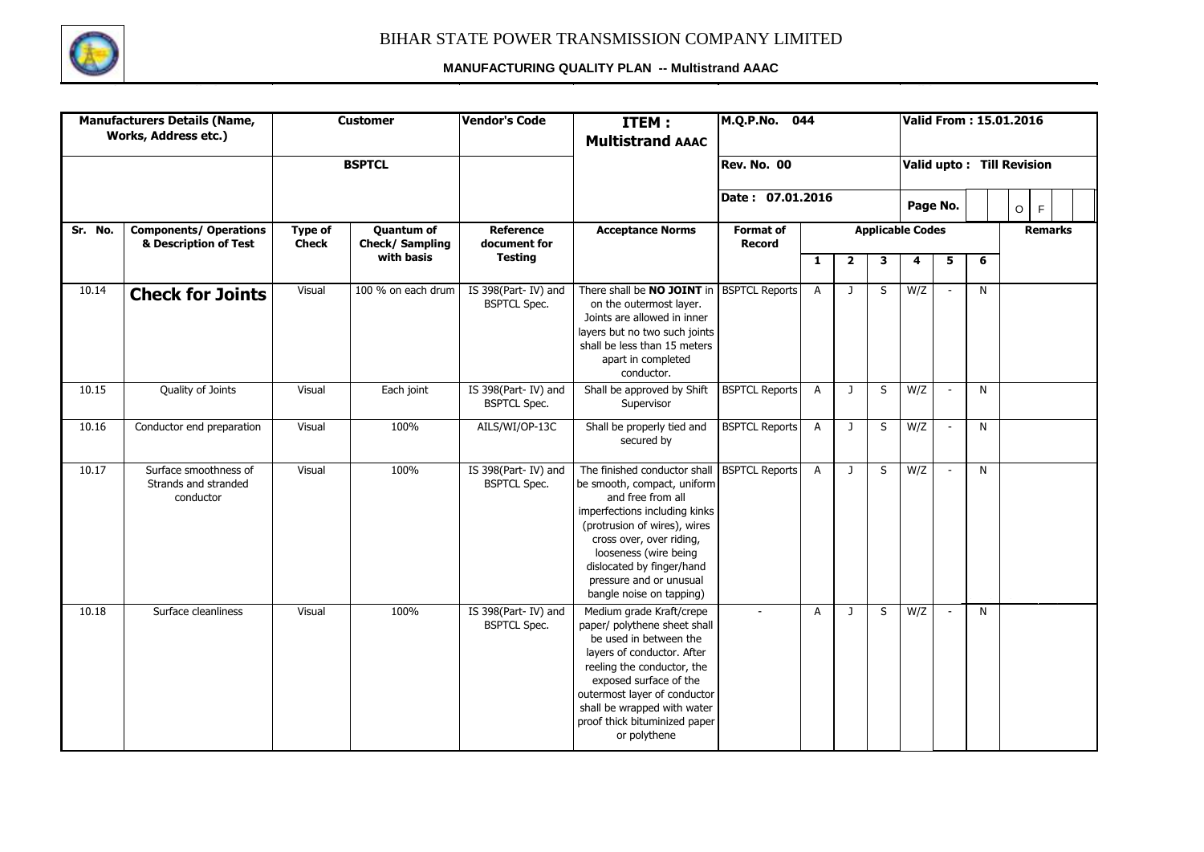# BIHAR STATE POWER TRANSMISSION COMPANY LIMITED

**MANUFACTURING QUALITY PLAN -- Multistrand AAAC**

| **Manufacturers Details (Name, Works, Address etc.)** | | **Customer** | | **Vendor's Code** | **ITEM : Multistrand AAAC** | **M.Q.P.No. 044** | | | | **Valid From : 15.01.2016** | | | |
|---|---|---|---|---|---|---|---|---|---|---|---|---|---|
| | | **BSPTCL** | | | | **Rev. No. 00** | | | | **Valid upto : Till Revision** | | | |
| | | | | | | **Date : 07.01.2016** | | | | **Page No.** | | | O F |
| **Sr. No.** | **Components/ Operations & Description of Test** | **Type of Check** | **Quantum of Check/ Sampling with basis** | **Reference document for Testing** | **Acceptance Norms** | **Format of Record** | **Applicable Codes** | | | | | | **Remarks** |
| | | | | | | | **1** | **2** | **3** | **4** | **5** | **6** | |
| 10.14 | **Check for Joints** | Visual | 100 % on each drum | IS 398(Part- IV) and BSPTCL Spec. | There shall be **NO JOINT** in on the outermost layer. Joints are allowed in inner layers but no two such joints shall be less than 15 meters apart in completed conductor. | BSPTCL Reports | A | J | S | W/Z | - | N | |
| 10.15 | Quality of Joints | Visual | Each joint | IS 398(Part- IV) and BSPTCL Spec. | Shall be approved by Shift Supervisor | BSPTCL Reports | A | J | S | W/Z | - | N | |
| 10.16 | Conductor end preparation | Visual | 100% | AILS/WI/OP-13C | Shall be properly tied and secured by | BSPTCL Reports | A | J | S | W/Z | - | N | |
| 10.17 | Surface smoothness of Strands and stranded conductor | Visual | 100% | IS 398(Part- IV) and BSPTCL Spec. | The finished conductor shall be smooth, compact, uniform and free from all imperfections including kinks (protrusion of wires), wires cross over, over riding, looseness (wire being dislocated by finger/hand pressure and or unusual bangle noise on tapping) | BSPTCL Reports | A | J | S | W/Z | - | N | |
| 10.18 | Surface cleanliness | Visual | 100% | IS 398(Part- IV) and BSPTCL Spec. | Medium grade Kraft/crepe paper/ polythene sheet shall be used in between the layers of conductor. After reeling the conductor, the exposed surface of the outermost layer of conductor shall be wrapped with water proof thick bituminized paper or polythene | - | A | J | S | W/Z | - | N | |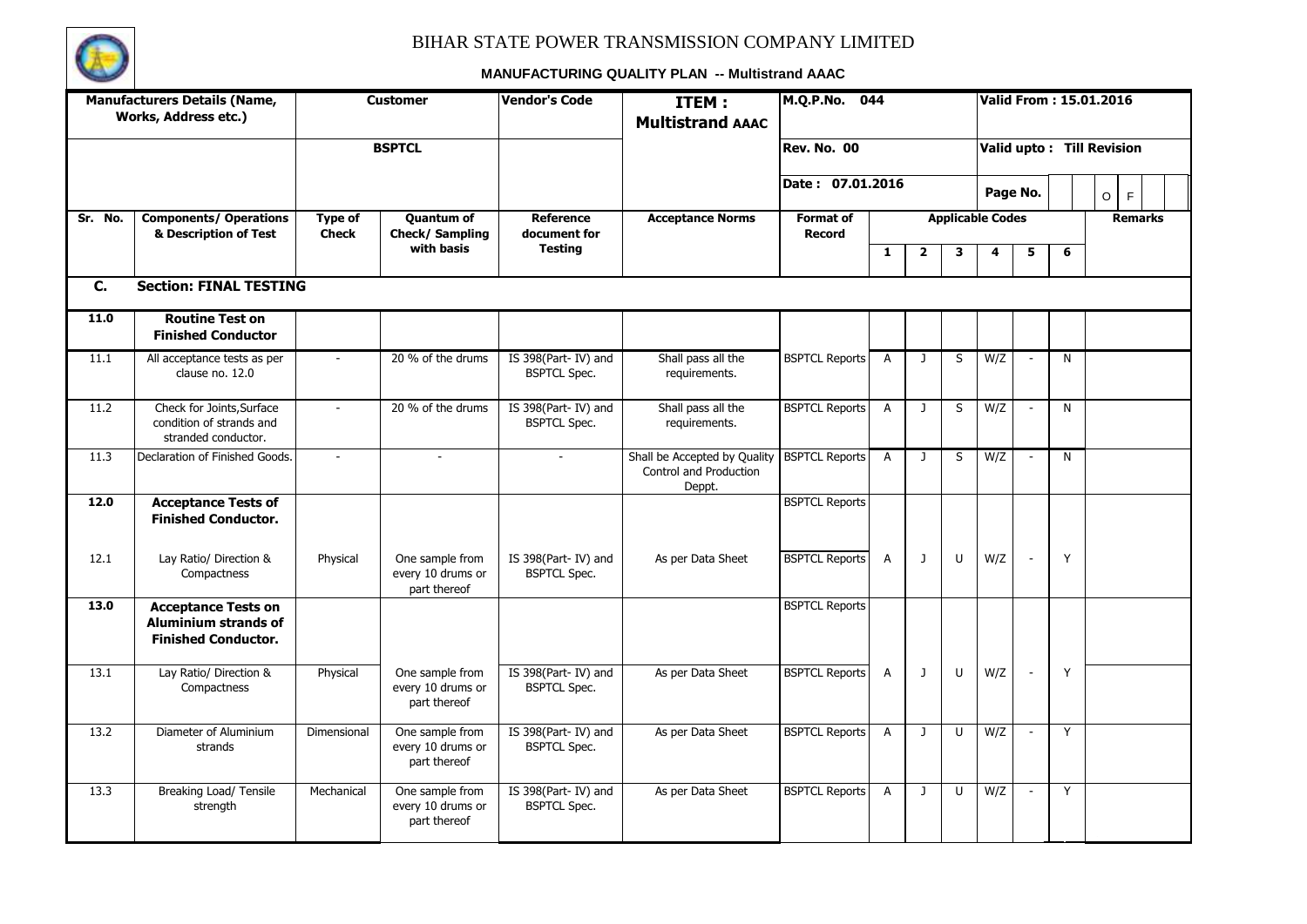# BIHAR STATE POWER TRANSMISSION COMPANY LIMITED

**MANUFACTURING QUALITY PLAN -- Multistrand AAAC**

| Manufacturers Details (Name, Works, Address etc.) | | Customer | | Vendor's Code | ITEM : Multistrand AAAC | M.Q.P.No. 044 | | | | Valid From : 15.01.2016 | | | |
|---|---|---|---|---|---|---|---|---|---|---|---|---|---|
| | | BSPTCL | | | | Rev. No. 00 | | | | Valid upto : Till Revision | | | |
| | | | | | | Date : 07.01.2016 | | | | Page No. | | | O F |

| Sr. No. | Components/ Operations & Description of Test | Type of Check | Quantum of Check/ Sampling with basis | Reference document for Testing | Acceptance Norms | Format of Record | Applicable Codes 1 | 2 | 3 | 4 | 5 | 6 | Remarks |
|---|---|---|---|---|---|---|---|---|---|---|---|---|---|
| **C.** | **Section: FINAL TESTING** | | | | | | | | | | | | |
| **11.0** | **Routine Test on Finished Conductor** | | | | | | | | | | | | |
| 11.1 | All acceptance tests as per clause no. 12.0 | - | 20 % of the drums | IS 398(Part- IV) and BSPTCL Spec. | Shall pass all the requirements. | BSPTCL Reports | A | J | S | W/Z | - | N | |
| 11.2 | Check for Joints,Surface condition of strands and stranded conductor. | - | 20 % of the drums | IS 398(Part- IV) and BSPTCL Spec. | Shall pass all the requirements. | BSPTCL Reports | A | J | S | W/Z | - | N | |
| 11.3 | Declaration of Finished Goods. | - | - | - | Shall be Accepted by Quality Control and Production Deppt. | BSPTCL Reports | A | J | S | W/Z | - | N | |
| **12.0** | **Acceptance Tests of Finished Conductor.** | | | | | BSPTCL Reports | | | | | | | |
| 12.1 | Lay Ratio/ Direction & Compactness | Physical | One sample from every 10 drums or part thereof | IS 398(Part- IV) and BSPTCL Spec. | As per Data Sheet | BSPTCL Reports | A | J | U | W/Z | - | Y | |
| **13.0** | **Acceptance Tests on Aluminium strands of Finished Conductor.** | | | | | BSPTCL Reports | | | | | | | |
| 13.1 | Lay Ratio/ Direction & Compactness | Physical | One sample from every 10 drums or part thereof | IS 398(Part- IV) and BSPTCL Spec. | As per Data Sheet | BSPTCL Reports | A | J | U | W/Z | - | Y | |
| 13.2 | Diameter of Aluminium strands | Dimensional | One sample from every 10 drums or part thereof | IS 398(Part- IV) and BSPTCL Spec. | As per Data Sheet | BSPTCL Reports | A | J | U | W/Z | - | Y | |
| 13.3 | Breaking Load/ Tensile strength | Mechanical | One sample from every 10 drums or part thereof | IS 398(Part- IV) and BSPTCL Spec. | As per Data Sheet | BSPTCL Reports | A | J | U | W/Z | - | Y | |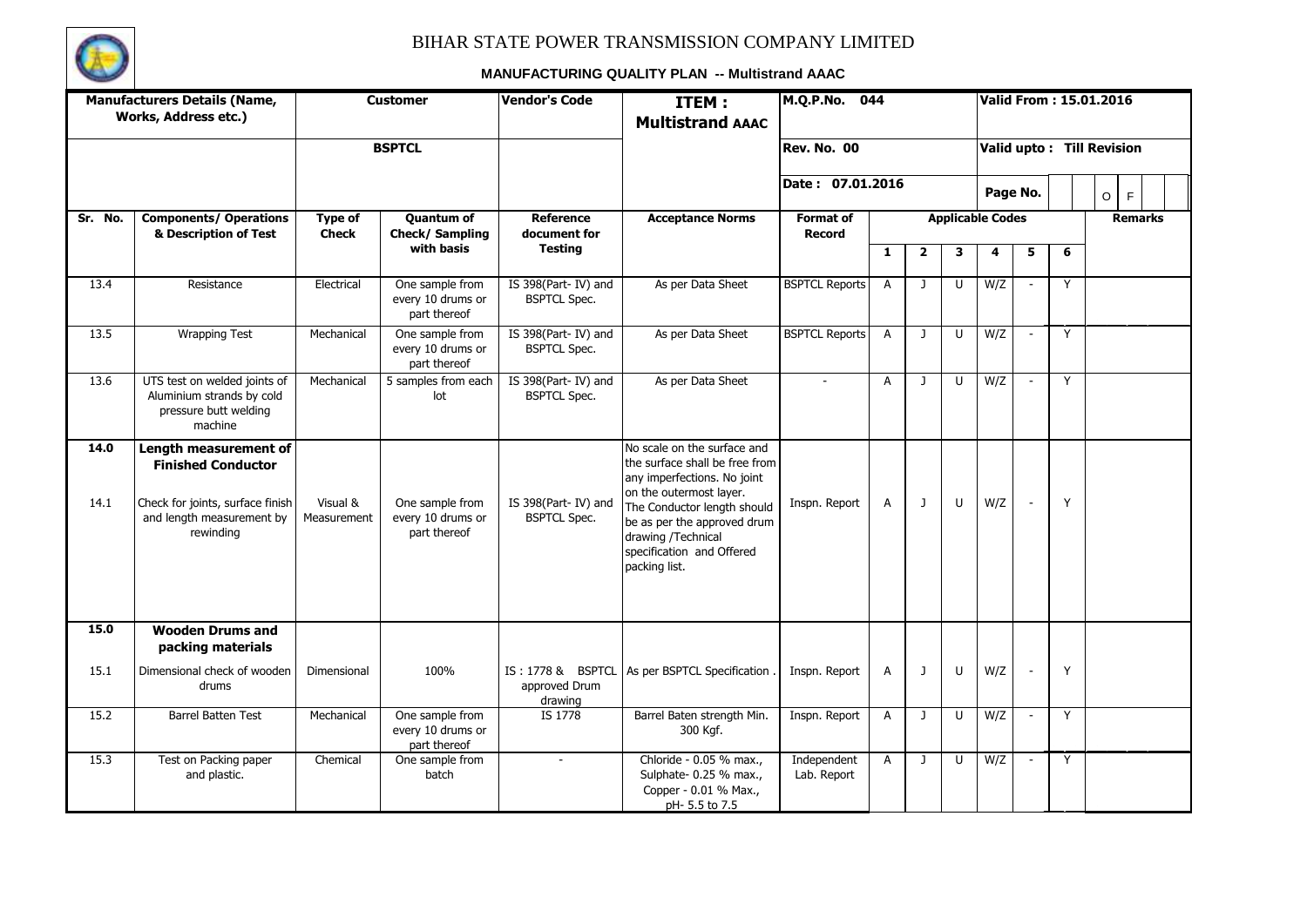# BIHAR STATE POWER TRANSMISSION COMPANY LIMITED

## MANUFACTURING QUALITY PLAN -- Multistrand AAAC

| Manufacturers Details (Name, Works, Address etc.) | | Customer | | Vendor's Code | ITEM : Multistrand AAAC | M.Q.P.No. 044 | | | | Valid From : 15.01.2016 | | | |
|---|---|---|---|---|---|---|---|---|---|---|---|---|---|
| | | BSPTCL | | | | Rev. No. 00 | | | | Valid upto : Till Revision | | | |
| | | | | | | Date : 07.01.2016 | | | | Page No. | | | O F |

| Sr. No. | Components/ Operations & Description of Test | Type of Check | Quantum of Check/ Sampling with basis | Reference document for Testing | Acceptance Norms | Format of Record | Applicable Codes 1 | 2 | 3 | 4 | 5 | 6 | Remarks |
|---|---|---|---|---|---|---|---|---|---|---|---|---|---|
| 13.4 | Resistance | Electrical | One sample from every 10 drums or part thereof | IS 398(Part- IV) and BSPTCL Spec. | As per Data Sheet | BSPTCL Reports | A | J | U | W/Z | - | Y | |
| 13.5 | Wrapping Test | Mechanical | One sample from every 10 drums or part thereof | IS 398(Part- IV) and BSPTCL Spec. | As per Data Sheet | BSPTCL Reports | A | J | U | W/Z | - | Y | |
| 13.6 | UTS test on welded joints of Aluminium strands by cold pressure butt welding machine | Mechanical | 5 samples from each lot | IS 398(Part- IV) and BSPTCL Spec. | As per Data Sheet | - | A | J | U | W/Z | - | Y | |
| **14.0** | **Length measurement of Finished Conductor** | | | | | | | | | | | | |
| 14.1 | Check for joints, surface finish and length measurement by rewinding | Visual & Measurement | One sample from every 10 drums or part thereof | IS 398(Part- IV) and BSPTCL Spec. | No scale on the surface and the surface shall be free from any imperfections. No joint on the outermost layer. The Conductor length should be as per the approved drum drawing /Technical specification and Offered packing list. | Inspn. Report | A | J | U | W/Z | - | Y | |
| **15.0** | **Wooden Drums and packing materials** | | | | | | | | | | | | |
| 15.1 | Dimensional check of wooden drums | Dimensional | 100% | IS : 1778 & BSPTCL approved Drum drawing | As per BSPTCL Specification . | Inspn. Report | A | J | U | W/Z | - | Y | |
| 15.2 | Barrel Batten Test | Mechanical | One sample from every 10 drums or part thereof | IS 1778 | Barrel Baten strength Min. 300 Kgf. | Inspn. Report | A | J | U | W/Z | - | Y | |
| 15.3 | Test on Packing paper and plastic. | Chemical | One sample from batch | - | Chloride - 0.05 % max., Sulphate- 0.25 % max., Copper - 0.01 % Max., pH- 5.5 to 7.5 | Independent Lab. Report | A | J | U | W/Z | - | Y | |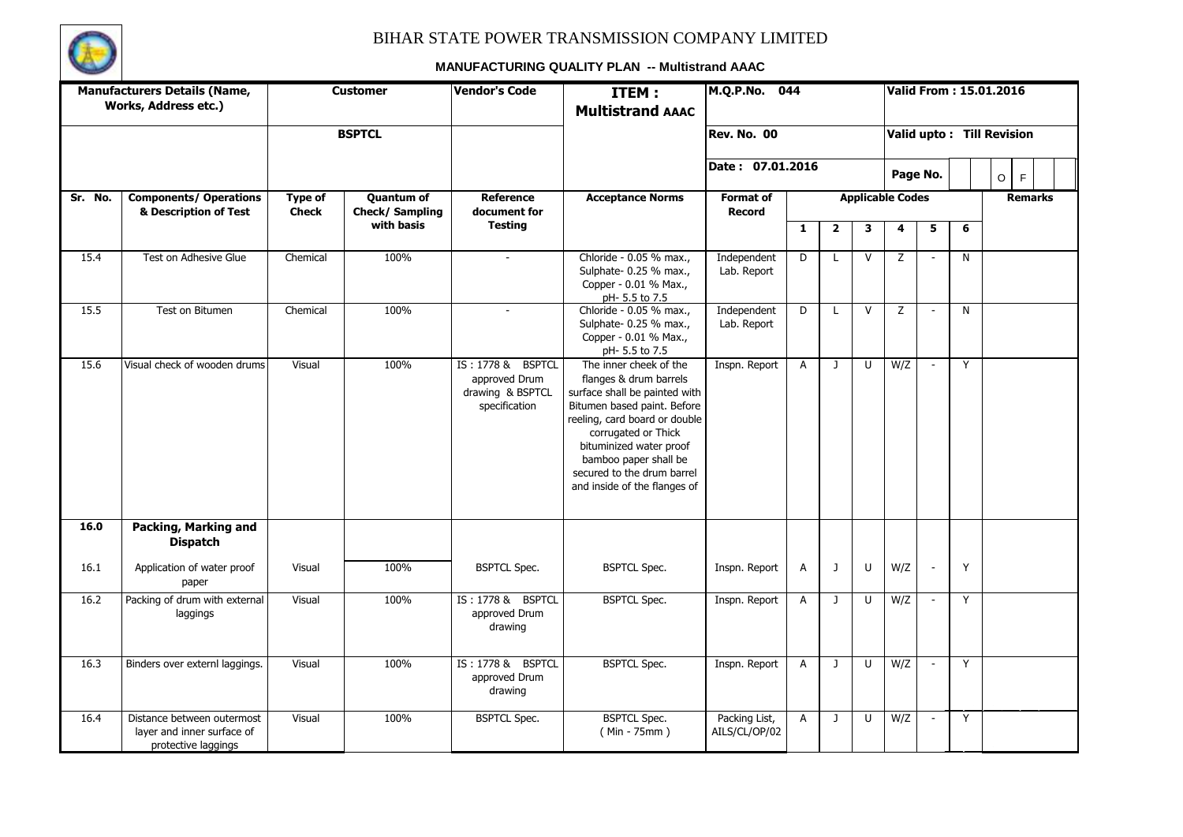# BIHAR STATE POWER TRANSMISSION COMPANY LIMITED

## MANUFACTURING QUALITY PLAN -- Multistrand AAAC

| Manufacturers Details (Name, Works, Address etc.) | | Customer | | Vendor's Code | ITEM : Multistrand AAAC | M.Q.P.No. 044 | | | | Valid From : 15.01.2016 | | | |
|---|---|---|---|---|---|---|---|---|---|---|---|---|---|
| | | BSPTCL | | | | Rev. No. 00 | | | | Valid upto : Till Revision | | | |
| | | | | | | Date : 07.01.2016 | | | | Page No. | | | O F |
| **Sr. No.** | **Components/ Operations & Description of Test** | **Type of Check** | **Quantum of Check/ Sampling with basis** | **Reference document for Testing** | **Acceptance Norms** | **Format of Record** | **Applicable Codes** | | | | | | **Remarks** |
| | | | | | | | **1** | **2** | **3** | **4** | **5** | **6** | |
| 15.4 | Test on Adhesive Glue | Chemical | 100% | - | Chloride - 0.05 % max., Sulphate- 0.25 % max., Copper - 0.01 % Max., pH- 5.5 to 7.5 | Independent Lab. Report | D | L | V | Z | - | N | |
| 15.5 | Test on Bitumen | Chemical | 100% | - | Chloride - 0.05 % max., Sulphate- 0.25 % max., Copper - 0.01 % Max., pH- 5.5 to 7.5 | Independent Lab. Report | D | L | V | Z | - | N | |
| 15.6 | Visual check of wooden drums | Visual | 100% | IS : 1778 & BSPTCL approved Drum drawing & BSPTCL specification | The inner cheek of the flanges & drum barrels surface shall be painted with Bitumen based paint. Before reeling, card board or double corrugated or Thick bituminized water proof bamboo paper shall be secured to the drum barrel and inside of the flanges of | Inspn. Report | A | J | U | W/Z | - | Y | |
| **16.0** | **Packing, Marking and Dispatch** | | | | | | | | | | | | |
| 16.1 | Application of water proof paper | Visual | 100% | BSPTCL Spec. | BSPTCL Spec. | Inspn. Report | A | J | U | W/Z | - | Y | |
| 16.2 | Packing of drum with external laggings | Visual | 100% | IS : 1778 & BSPTCL approved Drum drawing | BSPTCL Spec. | Inspn. Report | A | J | U | W/Z | - | Y | |
| 16.3 | Binders over externl laggings. | Visual | 100% | IS : 1778 & BSPTCL approved Drum drawing | BSPTCL Spec. | Inspn. Report | A | J | U | W/Z | - | Y | |
| 16.4 | Distance between outermost layer and inner surface of protective laggings | Visual | 100% | BSPTCL Spec. | BSPTCL Spec. ( Min - 75mm ) | Packing List, AILS/CL/OP/02 | A | J | U | W/Z | - | Y | |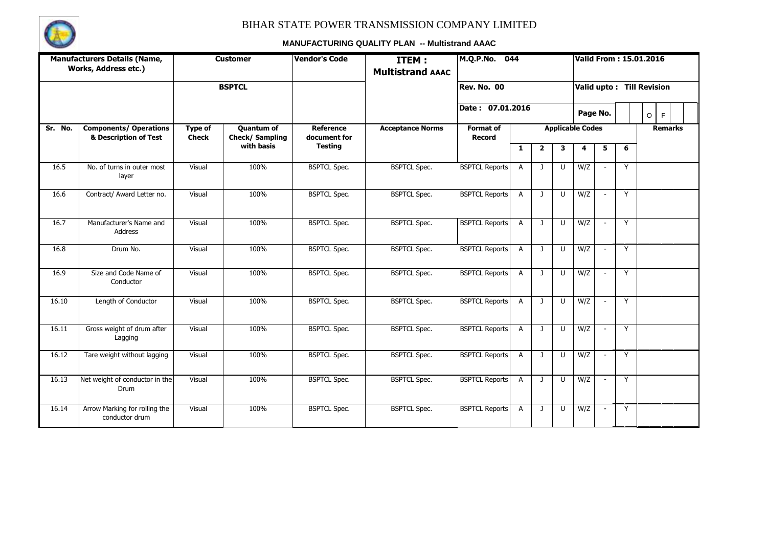# BIHAR STATE POWER TRANSMISSION COMPANY LIMITED

## MANUFACTURING QUALITY PLAN -- Multistrand AAAC

| Manufacturers Details (Name, Works, Address etc.) | | Customer | | Vendor's Code | ITEM : Multistrand AAAC | M.Q.P.No. 044 | | | | Valid From : 15.01.2016 | | | |
|---|---|---|---|---|---|---|---|---|---|---|---|---|---|
| | | BSPTCL | | | | Rev. No. 00 | | | | Valid upto : Till Revision | | | |
| | | | | | | Date : 07.01.2016 | | | | Page No. | | | O F |
| Sr. No. | Components/ Operations & Description of Test | Type of Check | Quantum of Check/ Sampling with basis | Reference document for Testing | Acceptance Norms | Format of Record | Applicable Codes | | | | | | Remarks |
| | | | | | | | 1 | 2 | 3 | 4 | 5 | 6 | |
| 16.5 | No. of turns in outer most layer | Visual | 100% | BSPTCL Spec. | BSPTCL Spec. | BSPTCL Reports | A | J | U | W/Z | - | Y | |
| 16.6 | Contract/ Award Letter no. | Visual | 100% | BSPTCL Spec. | BSPTCL Spec. | BSPTCL Reports | A | J | U | W/Z | - | Y | |
| 16.7 | Manufacturer's Name and Address | Visual | 100% | BSPTCL Spec. | BSPTCL Spec. | BSPTCL Reports | A | J | U | W/Z | - | Y | |
| 16.8 | Drum No. | Visual | 100% | BSPTCL Spec. | BSPTCL Spec. | BSPTCL Reports | A | J | U | W/Z | - | Y | |
| 16.9 | Size and Code Name of Conductor | Visual | 100% | BSPTCL Spec. | BSPTCL Spec. | BSPTCL Reports | A | J | U | W/Z | - | Y | |
| 16.10 | Length of Conductor | Visual | 100% | BSPTCL Spec. | BSPTCL Spec. | BSPTCL Reports | A | J | U | W/Z | - | Y | |
| 16.11 | Gross weight of drum after Lagging | Visual | 100% | BSPTCL Spec. | BSPTCL Spec. | BSPTCL Reports | A | J | U | W/Z | - | Y | |
| 16.12 | Tare weight without lagging | Visual | 100% | BSPTCL Spec. | BSPTCL Spec. | BSPTCL Reports | A | J | U | W/Z | - | Y | |
| 16.13 | Net weight of conductor in the Drum | Visual | 100% | BSPTCL Spec. | BSPTCL Spec. | BSPTCL Reports | A | J | U | W/Z | - | Y | |
| 16.14 | Arrow Marking for rolling the conductor drum | Visual | 100% | BSPTCL Spec. | BSPTCL Spec. | BSPTCL Reports | A | J | U | W/Z | - | Y | |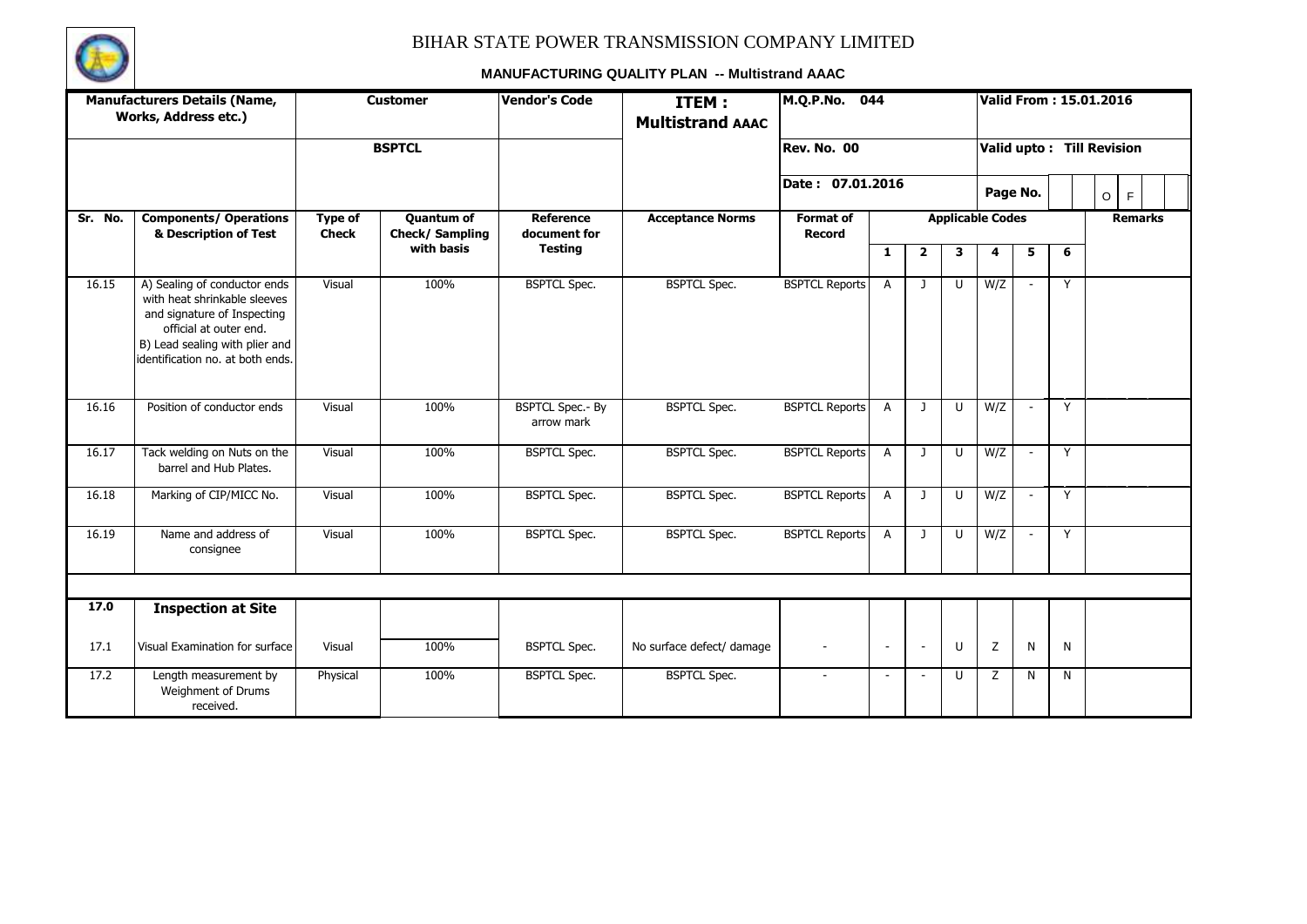# BIHAR STATE POWER TRANSMISSION COMPANY LIMITED

## MANUFACTURING QUALITY PLAN -- Multistrand AAAC

| Manufacturers Details (Name, Works, Address etc.) | | Customer | | Vendor's Code | ITEM : Multistrand AAAC | M.Q.P.No. 044 | | | | Valid From : 15.01.2016 | | | |
|---|---|---|---|---|---|---|---|---|---|---|---|---|---|
| | | BSPTCL | | | | Rev. No. 00 | | | | Valid upto : Till Revision | | | |
| | | | | | | Date : 07.01.2016 | | | | Page No. | | | O F |
| Sr. No. | Components/ Operations & Description of Test | Type of Check | Quantum of Check/ Sampling with basis | Reference document for Testing | Acceptance Norms | Format of Record | Applicable Codes | | | | | | Remarks |
| | | | | | | | 1 | 2 | 3 | 4 | 5 | 6 | |
| 16.15 | A) Sealing of conductor ends with heat shrinkable sleeves and signature of Inspecting official at outer end. B) Lead sealing with plier and identification no. at both ends. | Visual | 100% | BSPTCL Spec. | BSPTCL Spec. | BSPTCL Reports | A | J | U | W/Z | - | Y | |
| 16.16 | Position of conductor ends | Visual | 100% | BSPTCL Spec.- By arrow mark | BSPTCL Spec. | BSPTCL Reports | A | J | U | W/Z | - | Y | |
| 16.17 | Tack welding on Nuts on the barrel and Hub Plates. | Visual | 100% | BSPTCL Spec. | BSPTCL Spec. | BSPTCL Reports | A | J | U | W/Z | - | Y | |
| 16.18 | Marking of CIP/MICC No. | Visual | 100% | BSPTCL Spec. | BSPTCL Spec. | BSPTCL Reports | A | J | U | W/Z | - | Y | |
| 16.19 | Name and address of consignee | Visual | 100% | BSPTCL Spec. | BSPTCL Spec. | BSPTCL Reports | A | J | U | W/Z | - | Y | |
| **17.0** | **Inspection at Site** | | | | | | | | | | | | |
| 17.1 | Visual Examination for surface | Visual | 100% | BSPTCL Spec. | No surface defect/ damage | - | - | - | U | Z | N | N | |
| 17.2 | Length measurement by Weighment of Drums received. | Physical | 100% | BSPTCL Spec. | BSPTCL Spec. | - | - | - | U | Z | N | N | |